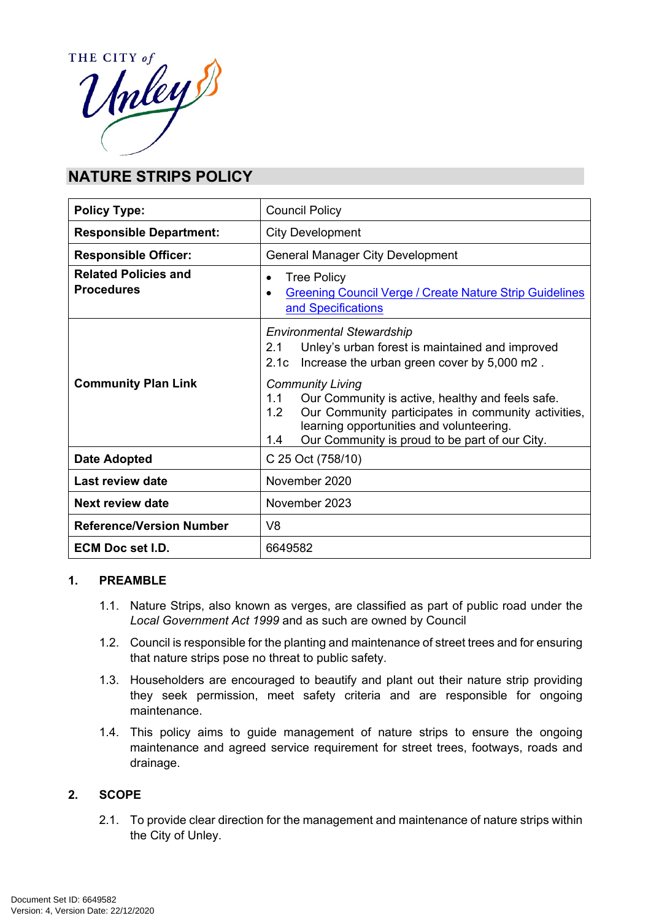THE CITY of Unley

# NATURE STRIPS POLICY

| Policy Type: | Council Policy |
|---|---|
| **Responsible Department:** | City Development |
| **Responsible Officer:** | General Manager City Development |
| **Related Policies and Procedures** | • Tree Policy<br>• Greening Council Verge / Create Nature Strip Guidelines and Specifications |
| **Community Plan Link** | *Environmental Stewardship*<br>2.1 Unley's urban forest is maintained and improved<br>2.1c Increase the urban green cover by 5,000 m2 .<br>*Community Living*<br>1.1 Our Community is active, healthy and feels safe.<br>1.2 Our Community participates in community activities, learning opportunities and volunteering.<br>1.4 Our Community is proud to be part of our City. |
| **Date Adopted** | C 25 Oct (758/10) |
| **Last review date** | November 2020 |
| **Next review date** | November 2023 |
| **Reference/Version Number** | V8 |
| **ECM Doc set I.D.** | 6649582 |

## 1. PREAMBLE

1.1. Nature Strips, also known as verges, are classified as part of public road under the *Local Government Act 1999* and as such are owned by Council

1.2. Council is responsible for the planting and maintenance of street trees and for ensuring that nature strips pose no threat to public safety.

1.3. Householders are encouraged to beautify and plant out their nature strip providing they seek permission, meet safety criteria and are responsible for ongoing maintenance.

1.4. This policy aims to guide management of nature strips to ensure the ongoing maintenance and agreed service requirement for street trees, footways, roads and drainage.

## 2. SCOPE

2.1. To provide clear direction for the management and maintenance of nature strips within the City of Unley.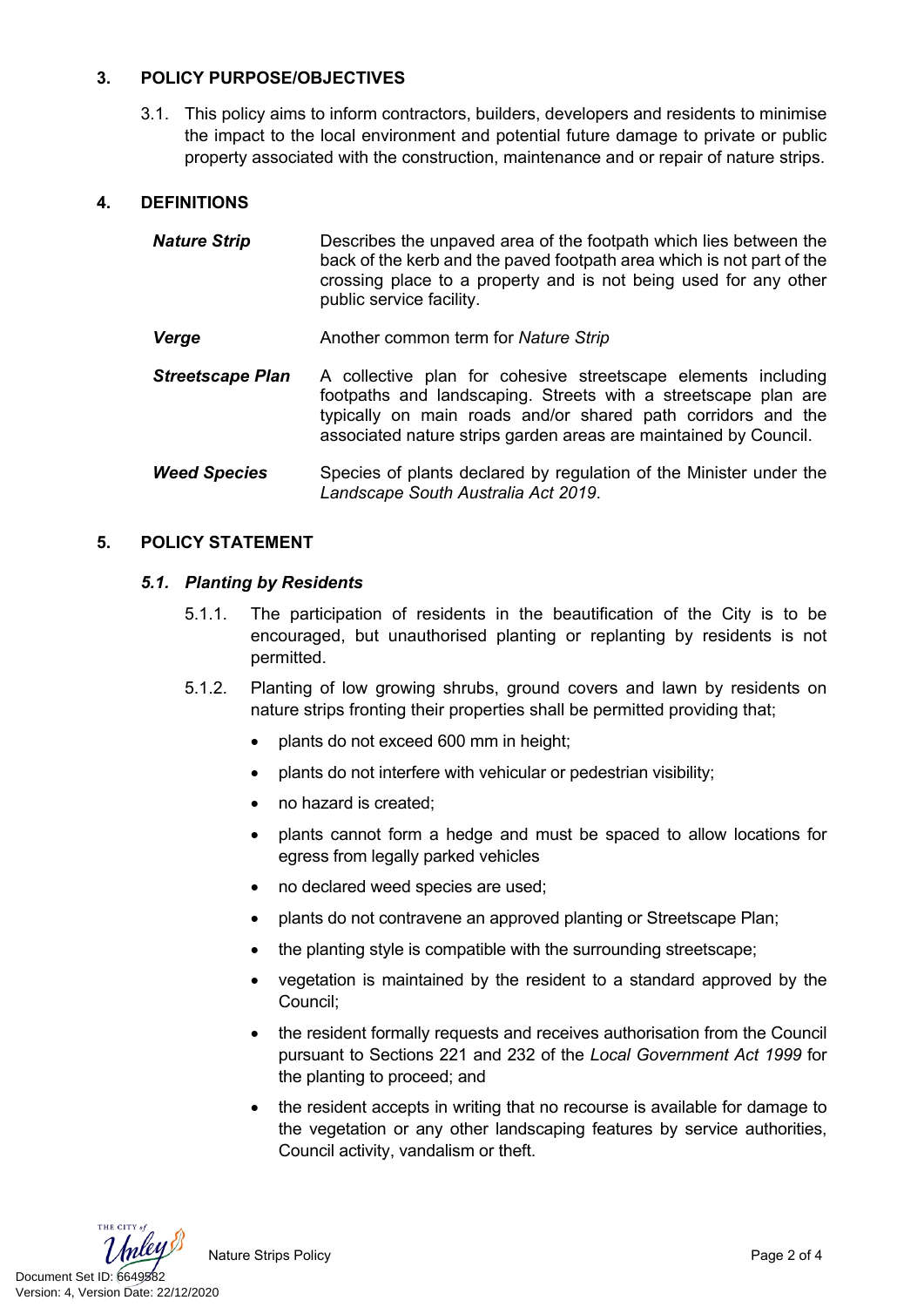## 3. POLICY PURPOSE/OBJECTIVES

3.1. This policy aims to inform contractors, builders, developers and residents to minimise the impact to the local environment and potential future damage to private or public property associated with the construction, maintenance and or repair of nature strips.

## 4. DEFINITIONS

***Nature Strip*** Describes the unpaved area of the footpath which lies between the back of the kerb and the paved footpath area which is not part of the crossing place to a property and is not being used for any other public service facility.

***Verge*** Another common term for *Nature Strip*

***Streetscape Plan*** A collective plan for cohesive streetscape elements including footpaths and landscaping. Streets with a streetscape plan are typically on main roads and/or shared path corridors and the associated nature strips garden areas are maintained by Council.

***Weed Species*** Species of plants declared by regulation of the Minister under the *Landscape South Australia Act 2019*.

## 5. POLICY STATEMENT

### *5.1. Planting by Residents*

5.1.1. The participation of residents in the beautification of the City is to be encouraged, but unauthorised planting or replanting by residents is not permitted.

5.1.2. Planting of low growing shrubs, ground covers and lawn by residents on nature strips fronting their properties shall be permitted providing that;

- plants do not exceed 600 mm in height;
- plants do not interfere with vehicular or pedestrian visibility;
- no hazard is created;
- plants cannot form a hedge and must be spaced to allow locations for egress from legally parked vehicles
- no declared weed species are used;
- plants do not contravene an approved planting or Streetscape Plan;
- the planting style is compatible with the surrounding streetscape;
- vegetation is maintained by the resident to a standard approved by the Council;
- the resident formally requests and receives authorisation from the Council pursuant to Sections 221 and 232 of the *Local Government Act 1999* for the planting to proceed; and
- the resident accepts in writing that no recourse is available for damage to the vegetation or any other landscaping features by service authorities, Council activity, vandalism or theft.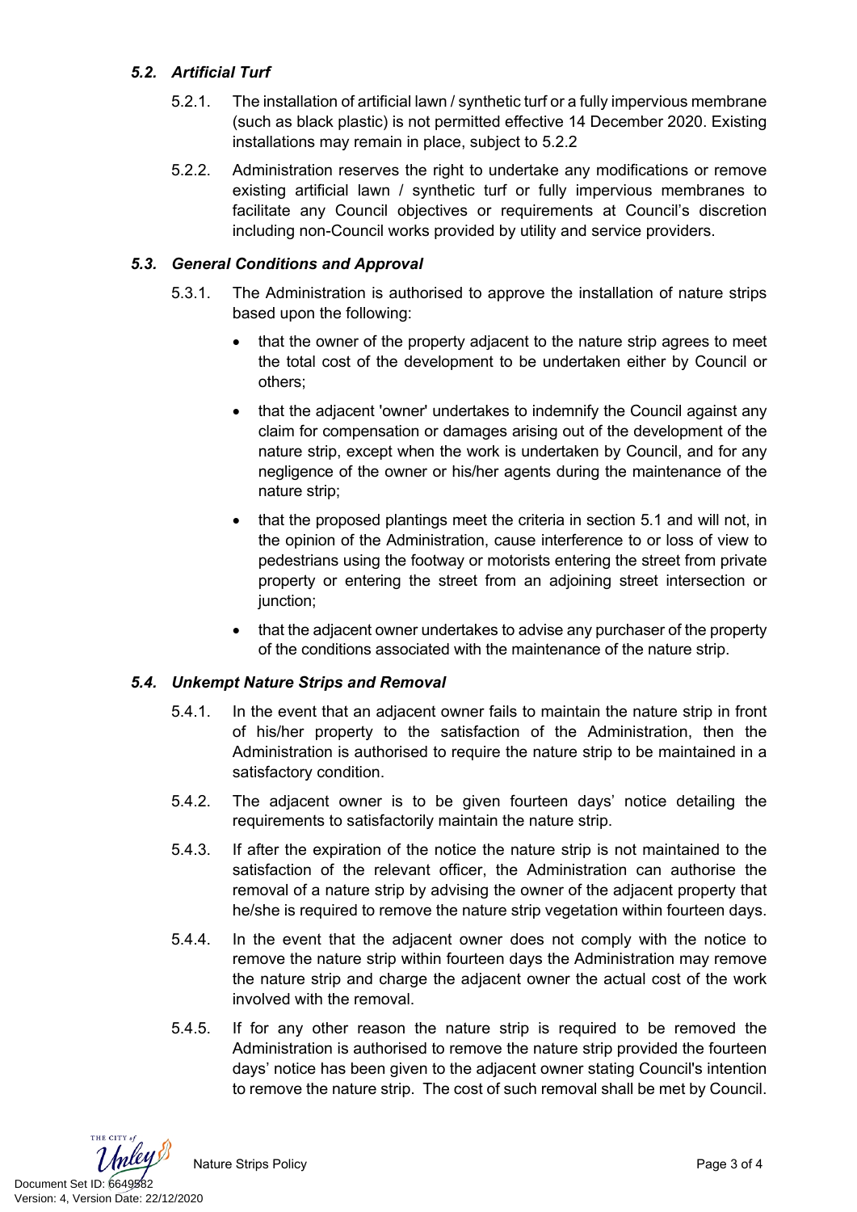### *5.2. Artificial Turf*

5.2.1. The installation of artificial lawn / synthetic turf or a fully impervious membrane (such as black plastic) is not permitted effective 14 December 2020. Existing installations may remain in place, subject to 5.2.2

5.2.2. Administration reserves the right to undertake any modifications or remove existing artificial lawn / synthetic turf or fully impervious membranes to facilitate any Council objectives or requirements at Council's discretion including non-Council works provided by utility and service providers.

### *5.3. General Conditions and Approval*

5.3.1. The Administration is authorised to approve the installation of nature strips based upon the following:

- that the owner of the property adjacent to the nature strip agrees to meet the total cost of the development to be undertaken either by Council or others;
- that the adjacent 'owner' undertakes to indemnify the Council against any claim for compensation or damages arising out of the development of the nature strip, except when the work is undertaken by Council, and for any negligence of the owner or his/her agents during the maintenance of the nature strip;
- that the proposed plantings meet the criteria in section 5.1 and will not, in the opinion of the Administration, cause interference to or loss of view to pedestrians using the footway or motorists entering the street from private property or entering the street from an adjoining street intersection or junction;
- that the adjacent owner undertakes to advise any purchaser of the property of the conditions associated with the maintenance of the nature strip.

### *5.4. Unkempt Nature Strips and Removal*

5.4.1. In the event that an adjacent owner fails to maintain the nature strip in front of his/her property to the satisfaction of the Administration, then the Administration is authorised to require the nature strip to be maintained in a satisfactory condition.

5.4.2. The adjacent owner is to be given fourteen days' notice detailing the requirements to satisfactorily maintain the nature strip.

5.4.3. If after the expiration of the notice the nature strip is not maintained to the satisfaction of the relevant officer, the Administration can authorise the removal of a nature strip by advising the owner of the adjacent property that he/she is required to remove the nature strip vegetation within fourteen days.

5.4.4. In the event that the adjacent owner does not comply with the notice to remove the nature strip within fourteen days the Administration may remove the nature strip and charge the adjacent owner the actual cost of the work involved with the removal.

5.4.5. If for any other reason the nature strip is required to be removed the Administration is authorised to remove the nature strip provided the fourteen days' notice has been given to the adjacent owner stating Council's intention to remove the nature strip. The cost of such removal shall be met by Council.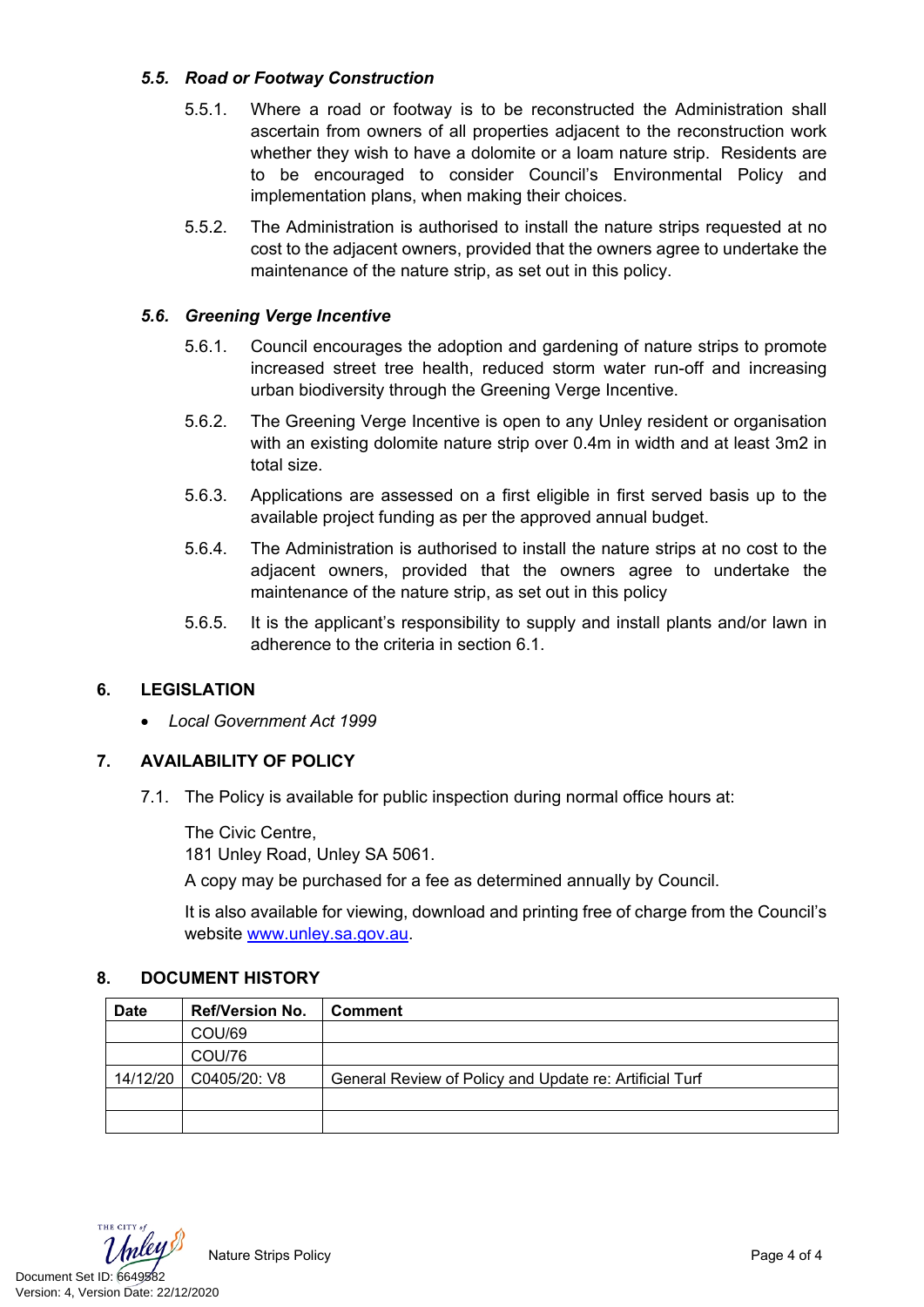### *5.5. Road or Footway Construction*

5.5.1. Where a road or footway is to be reconstructed the Administration shall ascertain from owners of all properties adjacent to the reconstruction work whether they wish to have a dolomite or a loam nature strip. Residents are to be encouraged to consider Council's Environmental Policy and implementation plans, when making their choices.

5.5.2. The Administration is authorised to install the nature strips requested at no cost to the adjacent owners, provided that the owners agree to undertake the maintenance of the nature strip, as set out in this policy.

### *5.6. Greening Verge Incentive*

5.6.1. Council encourages the adoption and gardening of nature strips to promote increased street tree health, reduced storm water run-off and increasing urban biodiversity through the Greening Verge Incentive.

5.6.2. The Greening Verge Incentive is open to any Unley resident or organisation with an existing dolomite nature strip over 0.4m in width and at least 3m2 in total size.

5.6.3. Applications are assessed on a first eligible in first served basis up to the available project funding as per the approved annual budget.

5.6.4. The Administration is authorised to install the nature strips at no cost to the adjacent owners, provided that the owners agree to undertake the maintenance of the nature strip, as set out in this policy

5.6.5. It is the applicant's responsibility to supply and install plants and/or lawn in adherence to the criteria in section 6.1.

## 6. LEGISLATION

- *Local Government Act 1999*

## 7. AVAILABILITY OF POLICY

7.1. The Policy is available for public inspection during normal office hours at:

The Civic Centre,
181 Unley Road, Unley SA 5061.

A copy may be purchased for a fee as determined annually by Council.

It is also available for viewing, download and printing free of charge from the Council's website www.unley.sa.gov.au.

## 8. DOCUMENT HISTORY

| Date | Ref/Version No. | Comment |
|---|---|---|
| | COU/69 | |
| | COU/76 | |
| 14/12/20 | C0405/20: V8 | General Review of Policy and Update re: Artificial Turf |
| | | |
| | | |

Document Set ID: 6649582
Version: 4, Version Date: 22/12/2020